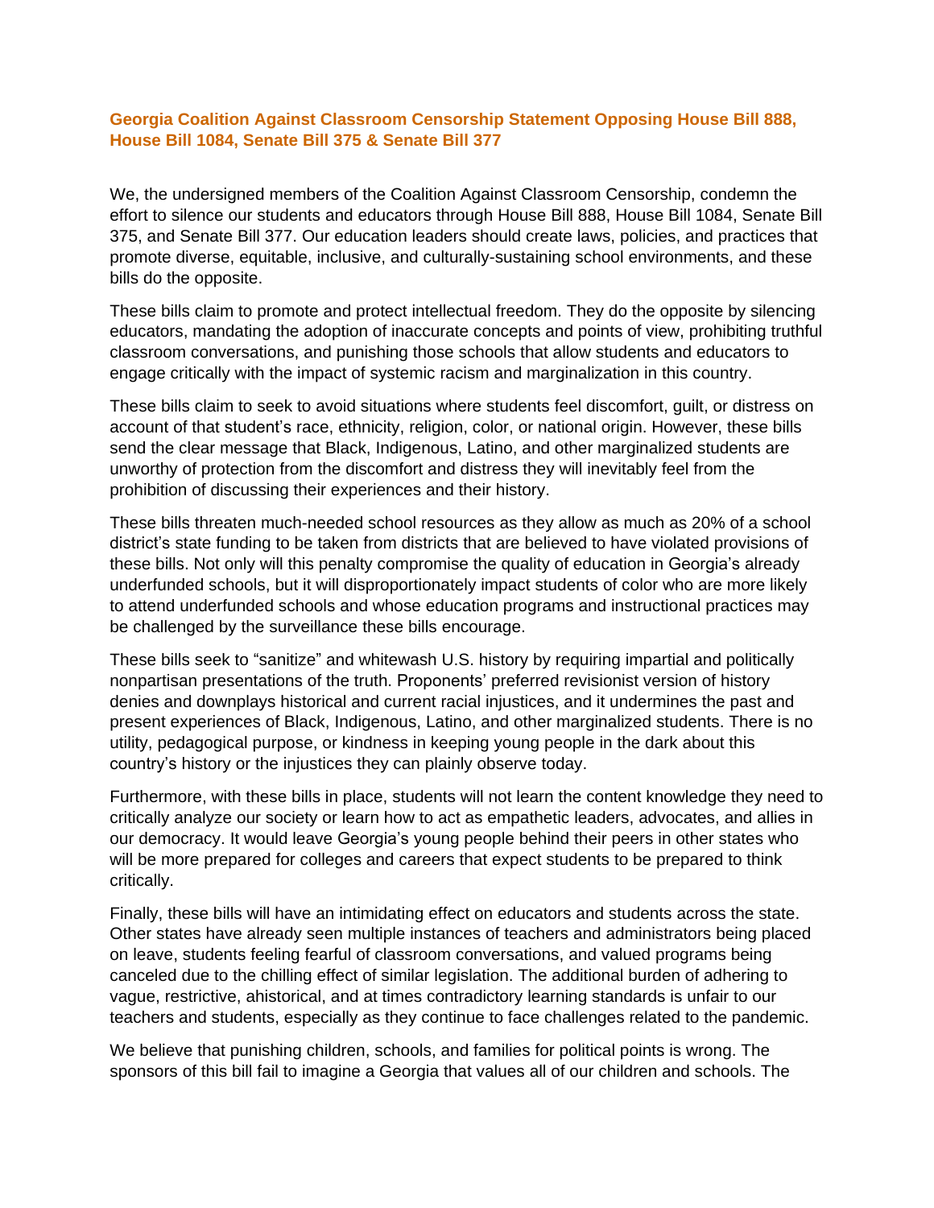## Georgia Coalition Against Classroom Censorship Statement Opposing House Bill 888, House Bill 1084, Senate Bill 375 & Senate Bill 377

We, the undersigned members of the Coalition Against Classroom Censorship, condemn the effort to silence our students and educators through House Bill 888, House Bill 1084, Senate Bill 375, and Senate Bill 377. Our education leaders should create laws, policies, and practices that promote diverse, equitable, inclusive, and culturally-sustaining school environments, and these bills do the opposite.

These bills claim to promote and protect intellectual freedom. They do the opposite by silencing educators, mandating the adoption of inaccurate concepts and points of view, prohibiting truthful classroom conversations, and punishing those schools that allow students and educators to engage critically with the impact of systemic racism and marginalization in this country.

These bills claim to seek to avoid situations where students feel discomfort, guilt, or distress on account of that student's race, ethnicity, religion, color, or national origin. However, these bills send the clear message that Black, Indigenous, Latino, and other marginalized students are unworthy of protection from the discomfort and distress they will inevitably feel from the prohibition of discussing their experiences and their history.

These bills threaten much-needed school resources as they allow as much as 20% of a school district's state funding to be taken from districts that are believed to have violated provisions of these bills. Not only will this penalty compromise the quality of education in Georgia's already underfunded schools, but it will disproportionately impact students of color who are more likely to attend underfunded schools and whose education programs and instructional practices may be challenged by the surveillance these bills encourage.

These bills seek to "sanitize" and whitewash U.S. history by requiring impartial and politically nonpartisan presentations of the truth. Proponents' preferred revisionist version of history denies and downplays historical and current racial injustices, and it undermines the past and present experiences of Black, Indigenous, Latino, and other marginalized students. There is no utility, pedagogical purpose, or kindness in keeping young people in the dark about this country's history or the injustices they can plainly observe today.

Furthermore, with these bills in place, students will not learn the content knowledge they need to critically analyze our society or learn how to act as empathetic leaders, advocates, and allies in our democracy. It would leave Georgia's young people behind their peers in other states who will be more prepared for colleges and careers that expect students to be prepared to think critically.

Finally, these bills will have an intimidating effect on educators and students across the state. Other states have already seen multiple instances of teachers and administrators being placed on leave, students feeling fearful of classroom conversations, and valued programs being canceled due to the chilling effect of similar legislation. The additional burden of adhering to vague, restrictive, ahistorical, and at times contradictory learning standards is unfair to our teachers and students, especially as they continue to face challenges related to the pandemic.

We believe that punishing children, schools, and families for political points is wrong. The sponsors of this bill fail to imagine a Georgia that values all of our children and schools. The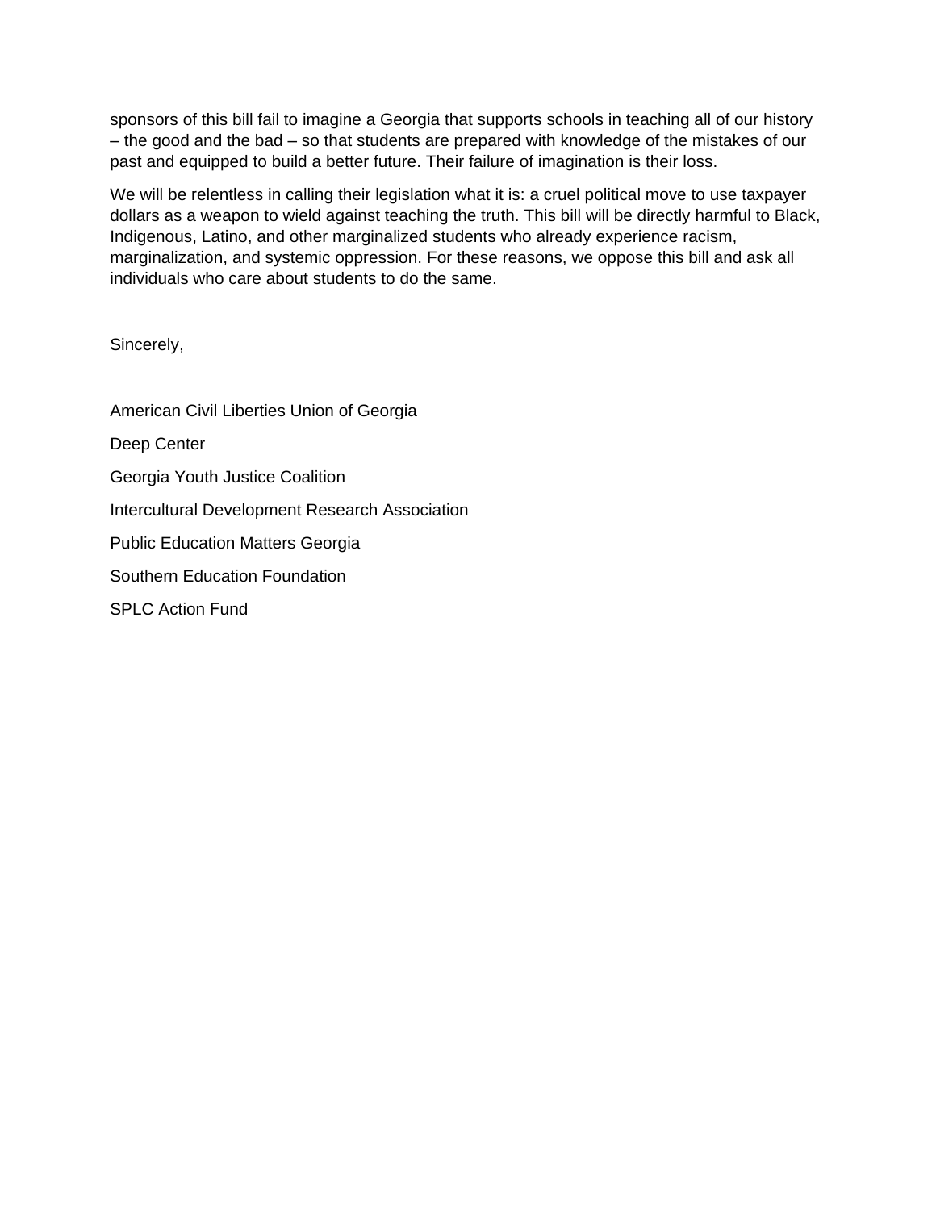sponsors of this bill fail to imagine a Georgia that supports schools in teaching all of our history – the good and the bad – so that students are prepared with knowledge of the mistakes of our past and equipped to build a better future. Their failure of imagination is their loss.

We will be relentless in calling their legislation what it is: a cruel political move to use taxpayer dollars as a weapon to wield against teaching the truth. This bill will be directly harmful to Black, Indigenous, Latino, and other marginalized students who already experience racism, marginalization, and systemic oppression. For these reasons, we oppose this bill and ask all individuals who care about students to do the same.

Sincerely,

American Civil Liberties Union of Georgia

Deep Center

Georgia Youth Justice Coalition

Intercultural Development Research Association

Public Education Matters Georgia

Southern Education Foundation

SPLC Action Fund